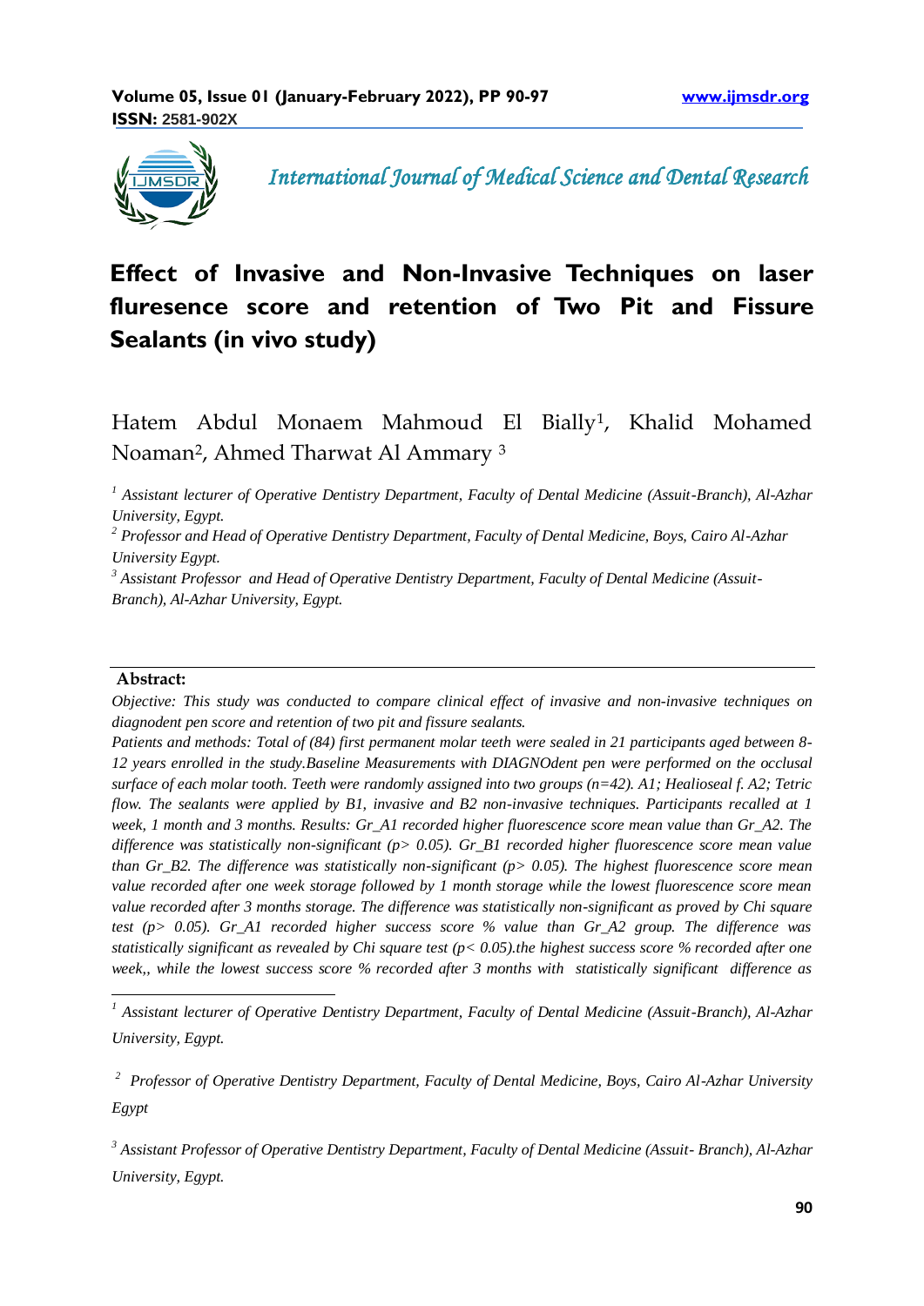# Effect of Invasive and Non-Invasive Techniques on laser fluresence score and retention of Two Pit and Fissure Sealants (in vivo study)

Hatem Abdul Monaem Mahmoud El Bially[1], Khalid Mohamed Noaman[2], Ahmed Tharwat Al Ammary [3]

*[1] Assistant lecturer of Operative Dentistry Department, Faculty of Dental Medicine (Assuit-Branch), Al-Azhar University, Egypt.*

*[2] Professor and Head of Operative Dentistry Department, Faculty of Dental Medicine, Boys, Cairo Al-Azhar University Egypt.*

*[3] Assistant Professor and Head of Operative Dentistry Department, Faculty of Dental Medicine (Assuit-Branch), Al-Azhar University, Egypt.*

---

**Abstract:**

*Objective: This study was conducted to compare clinical effect of invasive and non-invasive techniques on diagnodent pen score and retention of two pit and fissure sealants.*

*Patients and methods: Total of (84) first permanent molar teeth were sealed in 21 participants aged between 8-12 years enrolled in the study.Baseline Measurements with DIAGNOdent pen were performed on the occlusal surface of each molar tooth. Teeth were randomly assigned into two groups (n=42). A1; Healioseal f. A2; Tetric flow. The sealants were applied by B1, invasive and B2 non-invasive techniques. Participants recalled at 1 week, 1 month and 3 months. Results: Gr_A1 recorded higher fluorescence score mean value than Gr_A2. The difference was statistically non-significant (p> 0.05). Gr_B1 recorded higher fluorescence score mean value than Gr_B2. The difference was statistically non-significant (p> 0.05). The highest fluorescence score mean value recorded after one week storage followed by 1 month storage while the lowest fluorescence score mean value recorded after 3 months storage. The difference was statistically non-significant as proved by Chi square test (p> 0.05). Gr_A1 recorded higher success score % value than Gr_A2 group. The difference was statistically significant as revealed by Chi square test (p< 0.05).the highest success score % recorded after one week,, while the lowest success score % recorded after 3 months with statistically significant difference as*

---

*[1] Assistant lecturer of Operative Dentistry Department, Faculty of Dental Medicine (Assuit-Branch), Al-Azhar University, Egypt.*

*[2] Professor of Operative Dentistry Department, Faculty of Dental Medicine, Boys, Cairo Al-Azhar University Egypt*

*[3] Assistant Professor of Operative Dentistry Department, Faculty of Dental Medicine (Assuit- Branch), Al-Azhar University, Egypt.*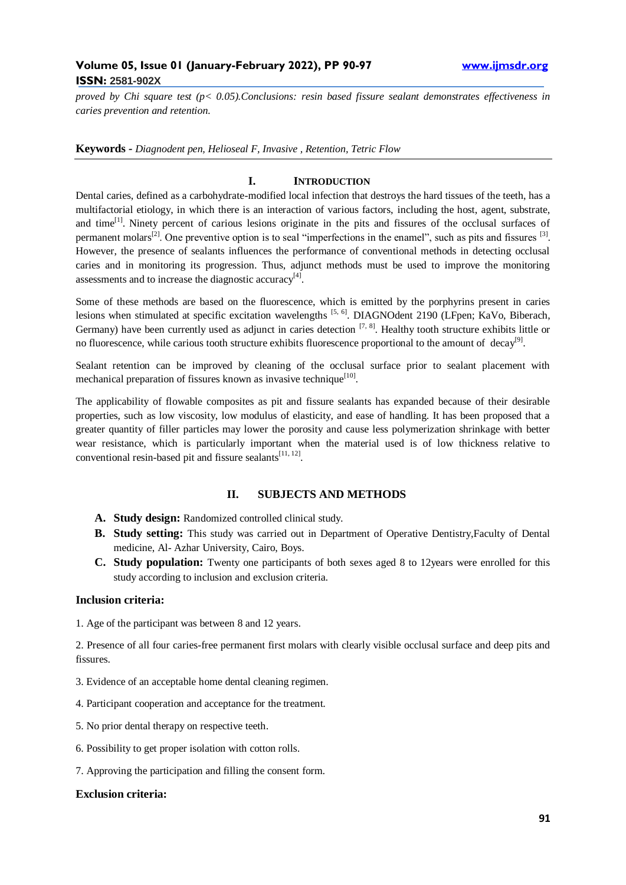*proved by Chi square test ($p < 0.05$).Conclusions: resin based fissure sealant demonstrates effectiveness in caries prevention and retention.*

**Keywords -** *Diagnodent pen, Helioseal F, Invasive , Retention, Tetric Flow*

## I. INTRODUCTION

Dental caries, defined as a carbohydrate-modified local infection that destroys the hard tissues of the teeth, has a multifactorial etiology, in which there is an interaction of various factors, including the host, agent, substrate, and time[1]. Ninety percent of carious lesions originate in the pits and fissures of the occlusal surfaces of permanent molars[2]. One preventive option is to seal "imperfections in the enamel", such as pits and fissures [3]. However, the presence of sealants influences the performance of conventional methods in detecting occlusal caries and in monitoring its progression. Thus, adjunct methods must be used to improve the monitoring assessments and to increase the diagnostic accuracy[4].

Some of these methods are based on the fluorescence, which is emitted by the porphyrins present in caries lesions when stimulated at specific excitation wavelengths [5, 6]. DIAGNOdent 2190 (LFpen; KaVo, Biberach, Germany) have been currently used as adjunct in caries detection [7, 8]. Healthy tooth structure exhibits little or no fluorescence, while carious tooth structure exhibits fluorescence proportional to the amount of decay[9].

Sealant retention can be improved by cleaning of the occlusal surface prior to sealant placement with mechanical preparation of fissures known as invasive technique[10].

The applicability of flowable composites as pit and fissure sealants has expanded because of their desirable properties, such as low viscosity, low modulus of elasticity, and ease of handling. It has been proposed that a greater quantity of filler particles may lower the porosity and cause less polymerization shrinkage with better wear resistance, which is particularly important when the material used is of low thickness relative to conventional resin-based pit and fissure sealants[11, 12].

## II. SUBJECTS AND METHODS

- **A. Study design:** Randomized controlled clinical study.
- **B. Study setting:** This study was carried out in Department of Operative Dentistry,Faculty of Dental medicine, Al- Azhar University, Cairo, Boys.
- **C. Study population:** Twenty one participants of both sexes aged 8 to 12years were enrolled for this study according to inclusion and exclusion criteria.

### Inclusion criteria:

1. Age of the participant was between 8 and 12 years.

2. Presence of all four caries-free permanent first molars with clearly visible occlusal surface and deep pits and fissures.

3. Evidence of an acceptable home dental cleaning regimen.

4. Participant cooperation and acceptance for the treatment.

5. No prior dental therapy on respective teeth.

6. Possibility to get proper isolation with cotton rolls.

7. Approving the participation and filling the consent form.

### Exclusion criteria: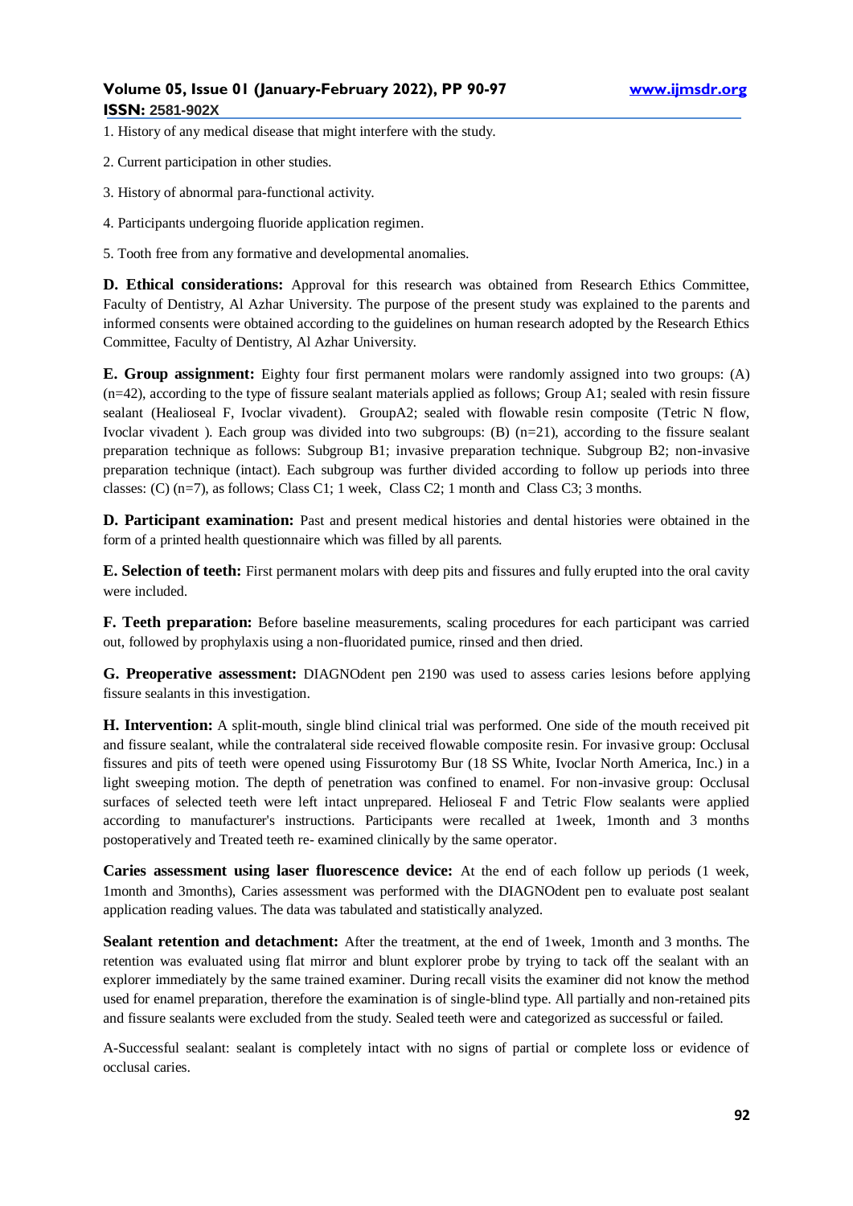1. History of any medical disease that might interfere with the study.

2. Current participation in other studies.

3. History of abnormal para-functional activity.

4. Participants undergoing fluoride application regimen.

5. Tooth free from any formative and developmental anomalies.

**D. Ethical considerations:** Approval for this research was obtained from Research Ethics Committee, Faculty of Dentistry, Al Azhar University. The purpose of the present study was explained to the parents and informed consents were obtained according to the guidelines on human research adopted by the Research Ethics Committee, Faculty of Dentistry, Al Azhar University.

**E. Group assignment:** Eighty four first permanent molars were randomly assigned into two groups: (A) (n=42), according to the type of fissure sealant materials applied as follows; Group A1; sealed with resin fissure sealant (Healioseal F, Ivoclar vivadent). GroupA2; sealed with flowable resin composite (Tetric N flow, Ivoclar vivadent ). Each group was divided into two subgroups: (B) (n=21), according to the fissure sealant preparation technique as follows: Subgroup B1; invasive preparation technique. Subgroup B2; non-invasive preparation technique (intact). Each subgroup was further divided according to follow up periods into three classes: (C) (n=7), as follows; Class C1; 1 week, Class C2; 1 month and Class C3; 3 months.

**D. Participant examination:** Past and present medical histories and dental histories were obtained in the form of a printed health questionnaire which was filled by all parents.

**E. Selection of teeth:** First permanent molars with deep pits and fissures and fully erupted into the oral cavity were included.

**F. Teeth preparation:** Before baseline measurements, scaling procedures for each participant was carried out, followed by prophylaxis using a non-fluoridated pumice, rinsed and then dried.

**G. Preoperative assessment:** DIAGNOdent pen 2190 was used to assess caries lesions before applying fissure sealants in this investigation.

**H. Intervention:** A split-mouth, single blind clinical trial was performed. One side of the mouth received pit and fissure sealant, while the contralateral side received flowable composite resin. For invasive group: Occlusal fissures and pits of teeth were opened using Fissurotomy Bur (18 SS White, Ivoclar North America, Inc.) in a light sweeping motion. The depth of penetration was confined to enamel. For non-invasive group: Occlusal surfaces of selected teeth were left intact unprepared. Helioseal F and Tetric Flow sealants were applied according to manufacturer's instructions. Participants were recalled at 1week, 1month and 3 months postoperatively and Treated teeth re- examined clinically by the same operator.

**Caries assessment using laser fluorescence device:** At the end of each follow up periods (1 week, 1month and 3months), Caries assessment was performed with the DIAGNOdent pen to evaluate post sealant application reading values. The data was tabulated and statistically analyzed.

**Sealant retention and detachment:** After the treatment, at the end of 1week, 1month and 3 months. The retention was evaluated using flat mirror and blunt explorer probe by trying to tack off the sealant with an explorer immediately by the same trained examiner. During recall visits the examiner did not know the method used for enamel preparation, therefore the examination is of single-blind type. All partially and non-retained pits and fissure sealants were excluded from the study. Sealed teeth were and categorized as successful or failed.

A-Successful sealant: sealant is completely intact with no signs of partial or complete loss or evidence of occlusal caries.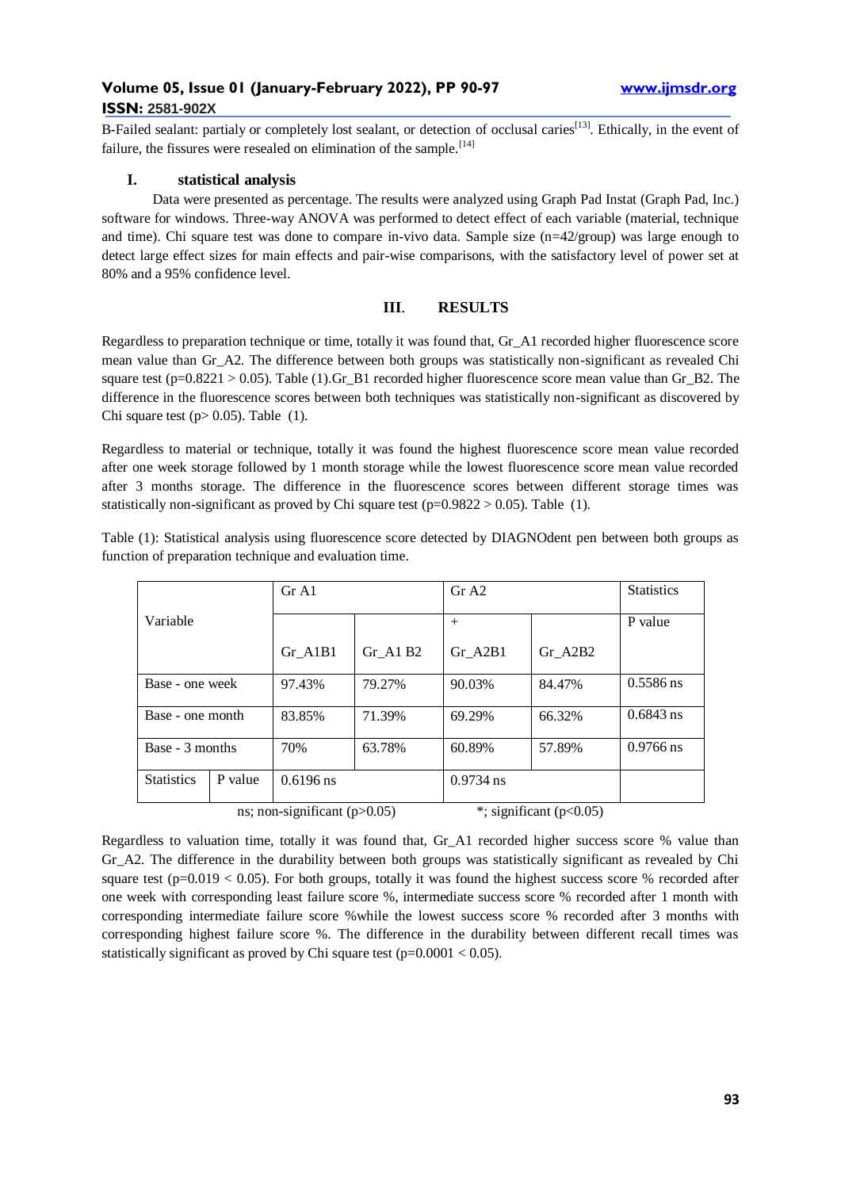B-Failed sealant: partialy or completely lost sealant, or detection of occlusal caries[13]. Ethically, in the event of failure, the fissures were resealed on elimination of the sample.[14]

## I. statistical analysis

Data were presented as percentage. The results were analyzed using Graph Pad Instat (Graph Pad, Inc.) software for windows. Three-way ANOVA was performed to detect effect of each variable (material, technique and time). Chi square test was done to compare in-vivo data. Sample size (n=42/group) was large enough to detect large effect sizes for main effects and pair-wise comparisons, with the satisfactory level of power set at 80% and a 95% confidence level.

## III. RESULTS

Regardless to preparation technique or time, totally it was found that, Gr_A1 recorded higher fluorescence score mean value than Gr_A2. The difference between both groups was statistically non-significant as revealed Chi square test ($p=0.8221 > 0.05$). Table (1).Gr_B1 recorded higher fluorescence score mean value than Gr_B2. The difference in the fluorescence scores between both techniques was statistically non-significant as discovered by Chi square test ($p > 0.05$). Table (1).

Regardless to material or technique, totally it was found the highest fluorescence score mean value recorded after one week storage followed by 1 month storage while the lowest fluorescence score mean value recorded after 3 months storage. The difference in the fluorescence scores between different storage times was statistically non-significant as proved by Chi square test ($p=0.9822 > 0.05$). Table (1).

Table (1): Statistical analysis using fluorescence score detected by DIAGNOdent pen between both groups as function of preparation technique and evaluation time.

| Variable | | Gr A1 | | Gr A2 | | Statistics |
|---|---|---|---|---|---|---|
| | | Gr_A1B1 | Gr_A1 B2 | + Gr_A2B1 | Gr_A2B2 | P value |
| Base - one week | | 97.43% | 79.27% | 90.03% | 84.47% | 0.5586 ns |
| Base - one month | | 83.85% | 71.39% | 69.29% | 66.32% | 0.6843 ns |
| Base - 3 months | | 70% | 63.78% | 60.89% | 57.89% | 0.9766 ns |
| Statistics | P value | 0.6196 ns | | 0.9734 ns | | |

ns; non-significant ($p>0.05$) *; significant ($p<0.05$)

Regardless to valuation time, totally it was found that, Gr_A1 recorded higher success score % value than Gr_A2. The difference in the durability between both groups was statistically significant as revealed by Chi square test ($p=0.019 < 0.05$). For both groups, totally it was found the highest success score % recorded after one week with corresponding least failure score %, intermediate success score % recorded after 1 month with corresponding intermediate failure score %while the lowest success score % recorded after 3 months with corresponding highest failure score %. The difference in the durability between different recall times was statistically significant as proved by Chi square test ($p=0.0001 < 0.05$).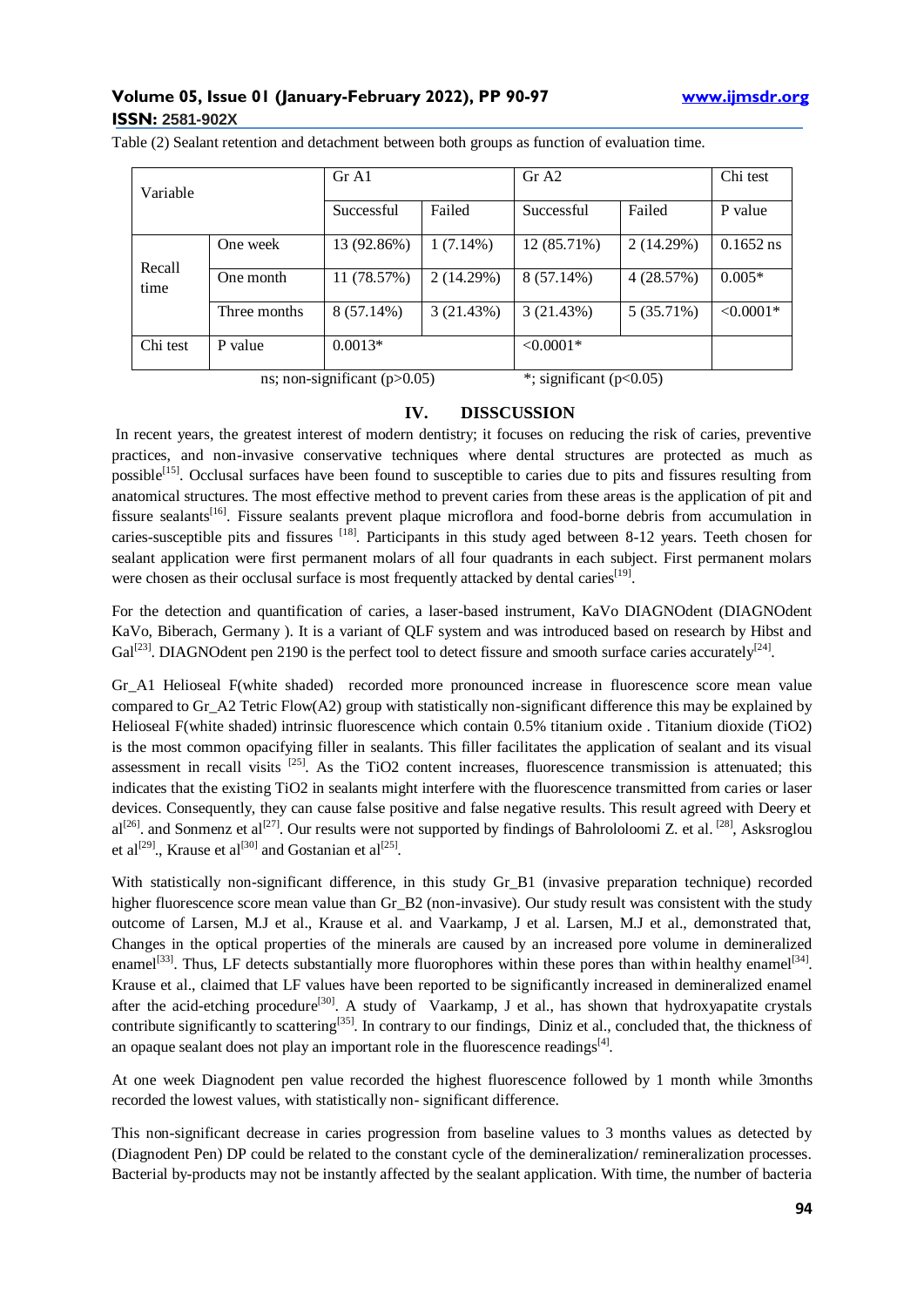Table (2) Sealant retention and detachment between both groups as function of evaluation time.

| Variable | | Gr A1 | | Gr A2 | | Chi test |
|---|---|---|---|---|---|---|
| | | Successful | Failed | Successful | Failed | P value |
| Recall time | One week | 13 (92.86%) | 1 (7.14%) | 12 (85.71%) | 2 (14.29%) | 0.1652 ns |
| | One month | 11 (78.57%) | 2 (14.29%) | 8 (57.14%) | 4 (28.57%) | 0.005* |
| | Three months | 8 (57.14%) | 3 (21.43%) | 3 (21.43%) | 5 (35.71%) | <0.0001* |
| Chi test | P value | 0.0013* | | <0.0001* | | |

ns; non-significant (p>0.05)   *; significant (p<0.05)

## IV. DISSCUSSION

In recent years, the greatest interest of modern dentistry; it focuses on reducing the risk of caries, preventive practices, and non-invasive conservative techniques where dental structures are protected as much as possible[15]. Occlusal surfaces have been found to susceptible to caries due to pits and fissures resulting from anatomical structures. The most effective method to prevent caries from these areas is the application of pit and fissure sealants[16]. Fissure sealants prevent plaque microflora and food-borne debris from accumulation in caries-susceptible pits and fissures [18]. Participants in this study aged between 8-12 years. Teeth chosen for sealant application were first permanent molars of all four quadrants in each subject. First permanent molars were chosen as their occlusal surface is most frequently attacked by dental caries[19].

For the detection and quantification of caries, a laser-based instrument, KaVo DIAGNOdent (DIAGNOdent KaVo, Biberach, Germany ). It is a variant of QLF system and was introduced based on research by Hibst and Gal[23]. DIAGNOdent pen 2190 is the perfect tool to detect fissure and smooth surface caries accurately[24].

Gr_A1 Helioseal F(white shaded) recorded more pronounced increase in fluorescence score mean value compared to Gr_A2 Tetric Flow(A2) group with statistically non-significant difference this may be explained by Helioseal F(white shaded) intrinsic fluorescence which contain 0.5% titanium oxide . Titanium dioxide ($TiO_2$) is the most common opacifying filler in sealants. This filler facilitates the application of sealant and its visual assessment in recall visits [25]. As the $TiO_2$ content increases, fluorescence transmission is attenuated; this indicates that the existing $TiO_2$ in sealants might interfere with the fluorescence transmitted from caries or laser devices. Consequently, they can cause false positive and false negative results. This result agreed with Deery et al[26]. and Sonmenz et al[27]. Our results were not supported by findings of Bahrololoomi Z. et al. [28], Asksroglou et al[29]., Krause et al[30] and Gostanian et al[25].

With statistically non-significant difference, in this study Gr_B1 (invasive preparation technique) recorded higher fluorescence score mean value than Gr_B2 (non-invasive). Our study result was consistent with the study outcome of Larsen, M.J et al., Krause et al. and Vaarkamp, J et al. Larsen, M.J et al., demonstrated that, Changes in the optical properties of the minerals are caused by an increased pore volume in demineralized enamel[33]. Thus, LF detects substantially more fluorophores within these pores than within healthy enamel[34]. Krause et al., claimed that LF values have been reported to be significantly increased in demineralized enamel after the acid-etching procedure[30]. A study of Vaarkamp, J et al., has shown that hydroxyapatite crystals contribute significantly to scattering[35]. In contrary to our findings, Diniz et al., concluded that, the thickness of an opaque sealant does not play an important role in the fluorescence readings[4].

At one week Diagnodent pen value recorded the highest fluorescence followed by 1 month while 3months recorded the lowest values, with statistically non- significant difference.

This non-significant decrease in caries progression from baseline values to 3 months values as detected by (Diagnodent Pen) DP could be related to the constant cycle of the demineralization/ remineralization processes. Bacterial by-products may not be instantly affected by the sealant application. With time, the number of bacteria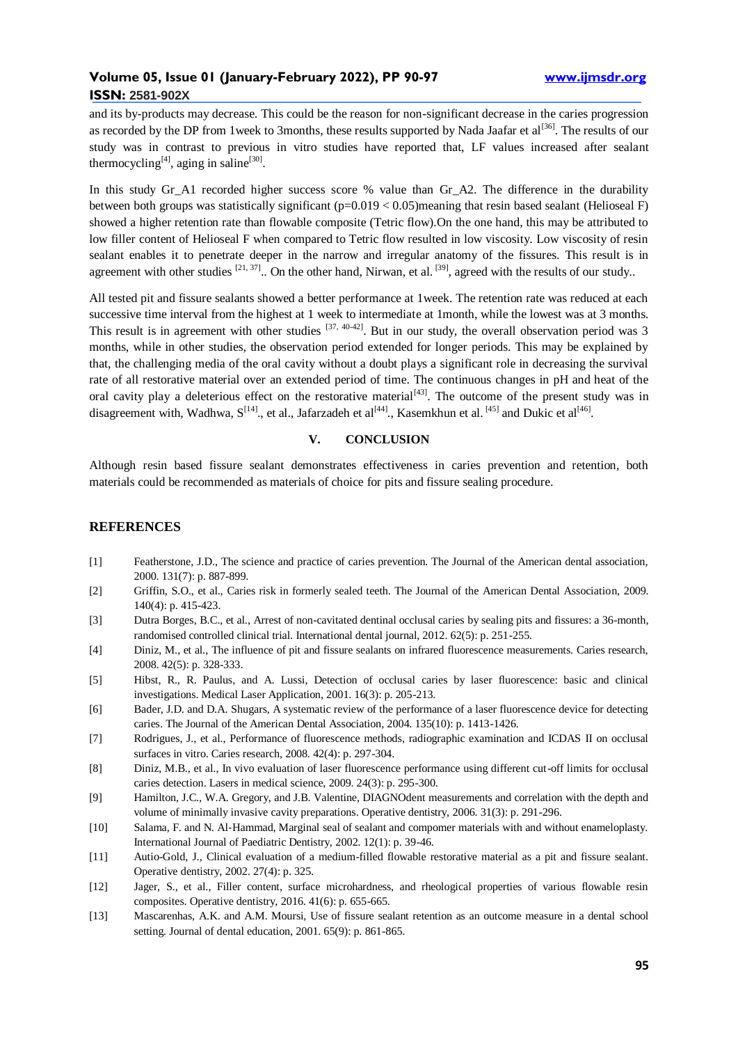and its by-products may decrease. This could be the reason for non-significant decrease in the caries progression as recorded by the DP from 1week to 3months, these results supported by Nada Jaafar et al[36]. The results of our study was in contrast to previous in vitro studies have reported that, LF values increased after sealant thermocycling[4], aging in saline[30].

In this study Gr_A1 recorded higher success score % value than Gr_A2. The difference in the durability between both groups was statistically significant ($p=0.019 < 0.05$)meaning that resin based sealant (Helioseal F) showed a higher retention rate than flowable composite (Tetric flow).On the one hand, this may be attributed to low filler content of Helioseal F when compared to Tetric flow resulted in low viscosity. Low viscosity of resin sealant enables it to penetrate deeper in the narrow and irregular anatomy of the fissures. This result is in agreement with other studies [21, 37].. On the other hand, Nirwan, et al. [39], agreed with the results of our study..

All tested pit and fissure sealants showed a better performance at 1week. The retention rate was reduced at each successive time interval from the highest at 1 week to intermediate at 1month, while the lowest was at 3 months. This result is in agreement with other studies [37, 40-42]. But in our study, the overall observation period was 3 months, while in other studies, the observation period extended for longer periods. This may be explained by that, the challenging media of the oral cavity without a doubt plays a significant role in decreasing the survival rate of all restorative material over an extended period of time. The continuous changes in pH and heat of the oral cavity play a deleterious effect on the restorative material[43]. The outcome of the present study was in disagreement with, Wadhwa, S[14]., et al., Jafarzadeh et al[44]., Kasemkhun et al. [45] and Dukic et al[46].

## V. CONCLUSION

Although resin based fissure sealant demonstrates effectiveness in caries prevention and retention, both materials could be recommended as materials of choice for pits and fissure sealing procedure.

## REFERENCES

[1] Featherstone, J.D., The science and practice of caries prevention. The Journal of the American dental association, 2000. 131(7): p. 887-899.

[2] Griffin, S.O., et al., Caries risk in formerly sealed teeth. The Journal of the American Dental Association, 2009. 140(4): p. 415-423.

[3] Dutra Borges, B.C., et al., Arrest of non-cavitated dentinal occlusal caries by sealing pits and fissures: a 36-month, randomised controlled clinical trial. International dental journal, 2012. 62(5): p. 251-255.

[4] Diniz, M., et al., The influence of pit and fissure sealants on infrared fluorescence measurements. Caries research, 2008. 42(5): p. 328-333.

[5] Hibst, R., R. Paulus, and A. Lussi, Detection of occlusal caries by laser fluorescence: basic and clinical investigations. Medical Laser Application, 2001. 16(3): p. 205-213.

[6] Bader, J.D. and D.A. Shugars, A systematic review of the performance of a laser fluorescence device for detecting caries. The Journal of the American Dental Association, 2004. 135(10): p. 1413-1426.

[7] Rodrigues, J., et al., Performance of fluorescence methods, radiographic examination and ICDAS II on occlusal surfaces in vitro. Caries research, 2008. 42(4): p. 297-304.

[8] Diniz, M.B., et al., In vivo evaluation of laser fluorescence performance using different cut-off limits for occlusal caries detection. Lasers in medical science, 2009. 24(3): p. 295-300.

[9] Hamilton, J.C., W.A. Gregory, and J.B. Valentine, DIAGNOdent measurements and correlation with the depth and volume of minimally invasive cavity preparations. Operative dentistry, 2006. 31(3): p. 291-296.

[10] Salama, F. and N. Al-Hammad, Marginal seal of sealant and compomer materials with and without enameloplasty. International Journal of Paediatric Dentistry, 2002. 12(1): p. 39-46.

[11] Autio-Gold, J., Clinical evaluation of a medium-filled flowable restorative material as a pit and fissure sealant. Operative dentistry, 2002. 27(4): p. 325.

[12] Jager, S., et al., Filler content, surface microhardness, and rheological properties of various flowable resin composites. Operative dentistry, 2016. 41(6): p. 655-665.

[13] Mascarenhas, A.K. and A.M. Moursi, Use of fissure sealant retention as an outcome measure in a dental school setting. Journal of dental education, 2001. 65(9): p. 861-865.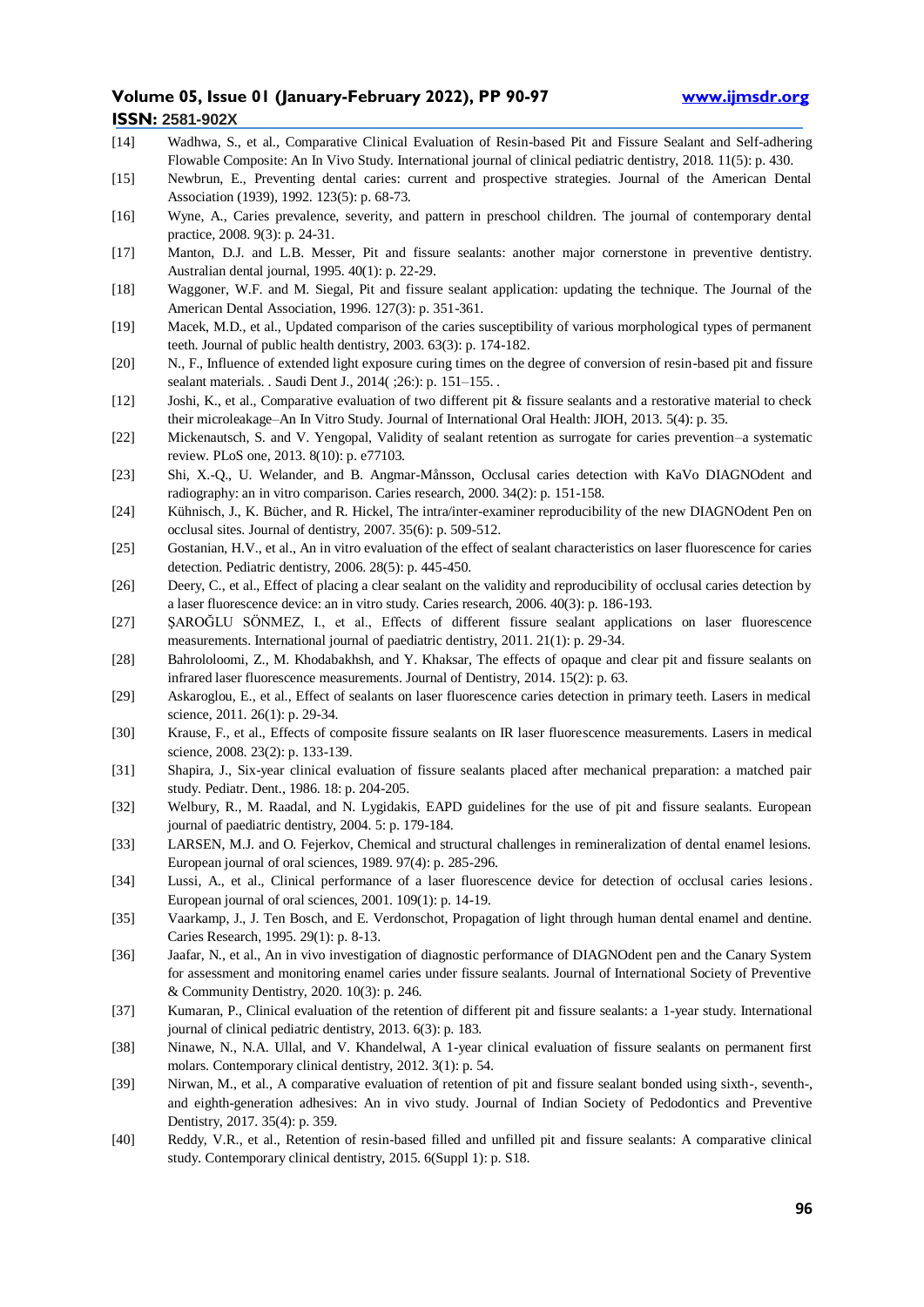[14] Wadhwa, S., et al., Comparative Clinical Evaluation of Resin-based Pit and Fissure Sealant and Self-adhering Flowable Composite: An In Vivo Study. International journal of clinical pediatric dentistry, 2018. 11(5): p. 430.

[15] Newbrun, E., Preventing dental caries: current and prospective strategies. Journal of the American Dental Association (1939), 1992. 123(5): p. 68-73.

[16] Wyne, A., Caries prevalence, severity, and pattern in preschool children. The journal of contemporary dental practice, 2008. 9(3): p. 24-31.

[17] Manton, D.J. and L.B. Messer, Pit and fissure sealants: another major cornerstone in preventive dentistry. Australian dental journal, 1995. 40(1): p. 22-29.

[18] Waggoner, W.F. and M. Siegal, Pit and fissure sealant application: updating the technique. The Journal of the American Dental Association, 1996. 127(3): p. 351-361.

[19] Macek, M.D., et al., Updated comparison of the caries susceptibility of various morphological types of permanent teeth. Journal of public health dentistry, 2003. 63(3): p. 174-182.

[20] N., F., Influence of extended light exposure curing times on the degree of conversion of resin-based pit and fissure sealant materials. . Saudi Dent J., 2014( ;26:): p. 151–155. .

[12] Joshi, K., et al., Comparative evaluation of two different pit & fissure sealants and a restorative material to check their microleakage–An In Vitro Study. Journal of International Oral Health: JIOH, 2013. 5(4): p. 35.

[22] Mickenautsch, S. and V. Yengopal, Validity of sealant retention as surrogate for caries prevention–a systematic review. PLoS one, 2013. 8(10): p. e77103.

[23] Shi, X.-Q., U. Welander, and B. Angmar-Månsson, Occlusal caries detection with KaVo DIAGNOdent and radiography: an in vitro comparison. Caries research, 2000. 34(2): p. 151-158.

[24] Kühnisch, J., K. Bücher, and R. Hickel, The intra/inter-examiner reproducibility of the new DIAGNOdent Pen on occlusal sites. Journal of dentistry, 2007. 35(6): p. 509-512.

[25] Gostanian, H.V., et al., An in vitro evaluation of the effect of sealant characteristics on laser fluorescence for caries detection. Pediatric dentistry, 2006. 28(5): p. 445-450.

[26] Deery, C., et al., Effect of placing a clear sealant on the validity and reproducibility of occlusal caries detection by a laser fluorescence device: an in vitro study. Caries research, 2006. 40(3): p. 186-193.

[27] ŞAROĞLU SÖNMEZ, I., et al., Effects of different fissure sealant applications on laser fluorescence measurements. International journal of paediatric dentistry, 2011. 21(1): p. 29-34.

[28] Bahrololoomi, Z., M. Khodabakhsh, and Y. Khaksar, The effects of opaque and clear pit and fissure sealants on infrared laser fluorescence measurements. Journal of Dentistry, 2014. 15(2): p. 63.

[29] Askaroglou, E., et al., Effect of sealants on laser fluorescence caries detection in primary teeth. Lasers in medical science, 2011. 26(1): p. 29-34.

[30] Krause, F., et al., Effects of composite fissure sealants on IR laser fluorescence measurements. Lasers in medical science, 2008. 23(2): p. 133-139.

[31] Shapira, J., Six-year clinical evaluation of fissure sealants placed after mechanical preparation: a matched pair study. Pediatr. Dent., 1986. 18: p. 204-205.

[32] Welbury, R., M. Raadal, and N. Lygidakis, EAPD guidelines for the use of pit and fissure sealants. European journal of paediatric dentistry, 2004. 5: p. 179-184.

[33] LARSEN, M.J. and O. Fejerkov, Chemical and structural challenges in remineralization of dental enamel lesions. European journal of oral sciences, 1989. 97(4): p. 285-296.

[34] Lussi, A., et al., Clinical performance of a laser fluorescence device for detection of occlusal caries lesions. European journal of oral sciences, 2001. 109(1): p. 14-19.

[35] Vaarkamp, J., J. Ten Bosch, and E. Verdonschot, Propagation of light through human dental enamel and dentine. Caries Research, 1995. 29(1): p. 8-13.

[36] Jaafar, N., et al., An in vivo investigation of diagnostic performance of DIAGNOdent pen and the Canary System for assessment and monitoring enamel caries under fissure sealants. Journal of International Society of Preventive & Community Dentistry, 2020. 10(3): p. 246.

[37] Kumaran, P., Clinical evaluation of the retention of different pit and fissure sealants: a 1-year study. International journal of clinical pediatric dentistry, 2013. 6(3): p. 183.

[38] Ninawe, N., N.A. Ullal, and V. Khandelwal, A 1-year clinical evaluation of fissure sealants on permanent first molars. Contemporary clinical dentistry, 2012. 3(1): p. 54.

[39] Nirwan, M., et al., A comparative evaluation of retention of pit and fissure sealant bonded using sixth-, seventh-, and eighth-generation adhesives: An in vivo study. Journal of Indian Society of Pedodontics and Preventive Dentistry, 2017. 35(4): p. 359.

[40] Reddy, V.R., et al., Retention of resin-based filled and unfilled pit and fissure sealants: A comparative clinical study. Contemporary clinical dentistry, 2015. 6(Suppl 1): p. S18.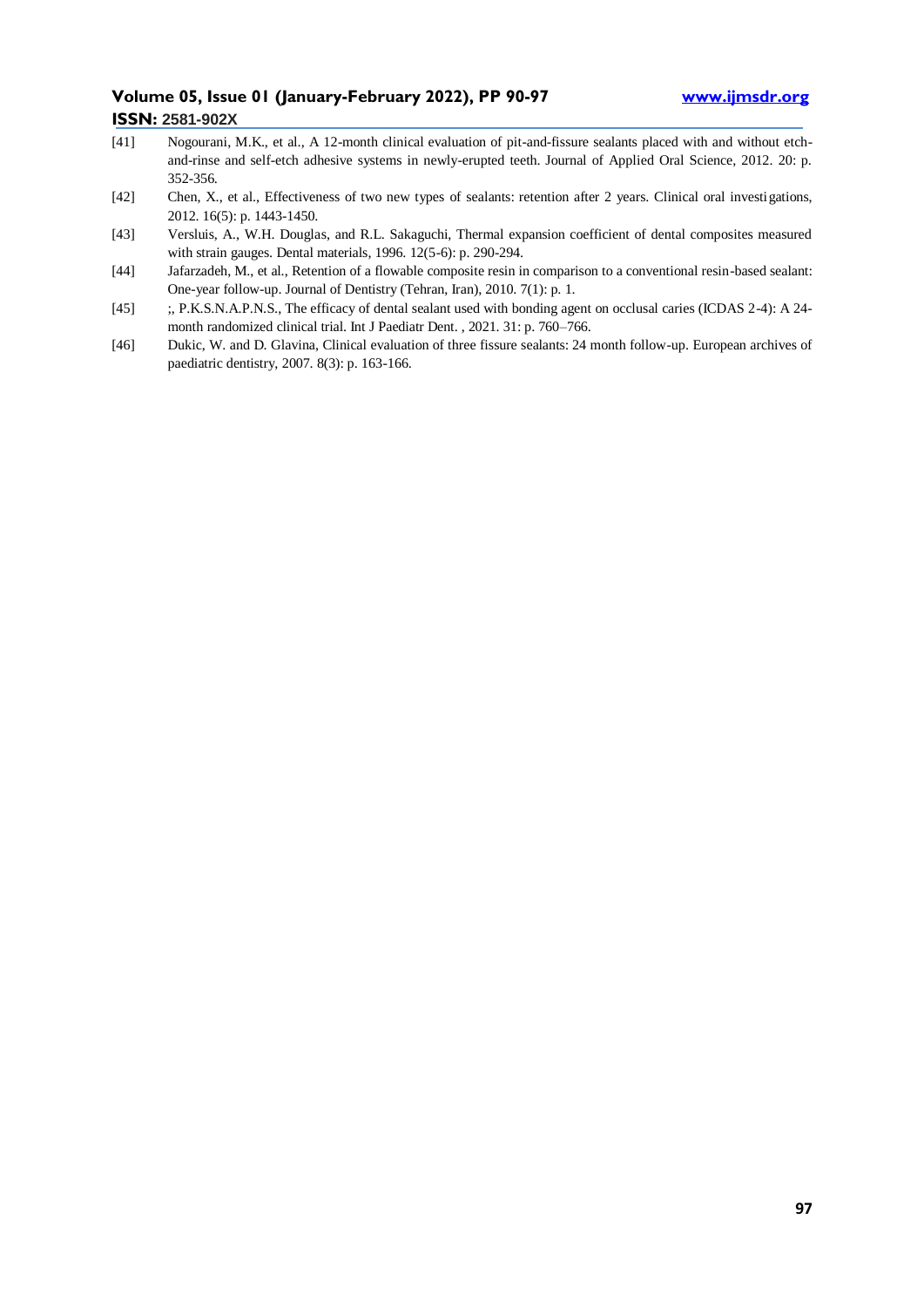[41] Nogourani, M.K., et al., A 12-month clinical evaluation of pit-and-fissure sealants placed with and without etch-and-rinse and self-etch adhesive systems in newly-erupted teeth. Journal of Applied Oral Science, 2012. 20: p. 352-356.

[42] Chen, X., et al., Effectiveness of two new types of sealants: retention after 2 years. Clinical oral investigations, 2012. 16(5): p. 1443-1450.

[43] Versluis, A., W.H. Douglas, and R.L. Sakaguchi, Thermal expansion coefficient of dental composites measured with strain gauges. Dental materials, 1996. 12(5-6): p. 290-294.

[44] Jafarzadeh, M., et al., Retention of a flowable composite resin in comparison to a conventional resin-based sealant: One-year follow-up. Journal of Dentistry (Tehran, Iran), 2010. 7(1): p. 1.

[45] ;, P.K.S.N.A.P.N.S., The efficacy of dental sealant used with bonding agent on occlusal caries (ICDAS 2-4): A 24-month randomized clinical trial. Int J Paediatr Dent. , 2021. 31: p. 760–766.

[46] Dukic, W. and D. Glavina, Clinical evaluation of three fissure sealants: 24 month follow-up. European archives of paediatric dentistry, 2007. 8(3): p. 163-166.